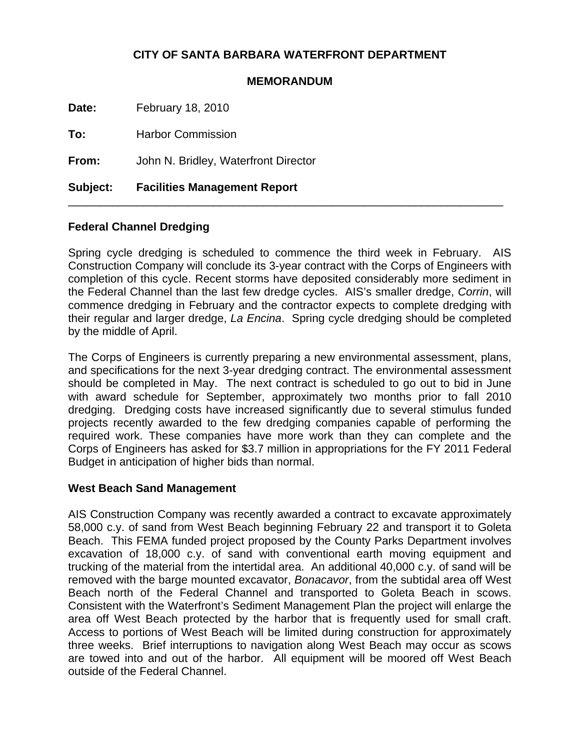**CITY OF SANTA BARBARA WATERFRONT DEPARTMENT**

**MEMORANDUM**

**Date:** February 18, 2010

**To:** Harbor Commission

**From:** John N. Bridley, Waterfront Director

**Subject:** **Facilities Management Report**

---

## Federal Channel Dredging

Spring cycle dredging is scheduled to commence the third week in February. AIS Construction Company will conclude its 3-year contract with the Corps of Engineers with completion of this cycle. Recent storms have deposited considerably more sediment in the Federal Channel than the last few dredge cycles. AIS's smaller dredge, *Corrin*, will commence dredging in February and the contractor expects to complete dredging with their regular and larger dredge, *La Encina*. Spring cycle dredging should be completed by the middle of April.

The Corps of Engineers is currently preparing a new environmental assessment, plans, and specifications for the next 3-year dredging contract. The environmental assessment should be completed in May. The next contract is scheduled to go out to bid in June with award schedule for September, approximately two months prior to fall 2010 dredging. Dredging costs have increased significantly due to several stimulus funded projects recently awarded to the few dredging companies capable of performing the required work. These companies have more work than they can complete and the Corps of Engineers has asked for $3.7 million in appropriations for the FY 2011 Federal Budget in anticipation of higher bids than normal.

## West Beach Sand Management

AIS Construction Company was recently awarded a contract to excavate approximately 58,000 c.y. of sand from West Beach beginning February 22 and transport it to Goleta Beach. This FEMA funded project proposed by the County Parks Department involves excavation of 18,000 c.y. of sand with conventional earth moving equipment and trucking of the material from the intertidal area. An additional 40,000 c.y. of sand will be removed with the barge mounted excavator, *Bonacavor*, from the subtidal area off West Beach north of the Federal Channel and transported to Goleta Beach in scows. Consistent with the Waterfront's Sediment Management Plan the project will enlarge the area off West Beach protected by the harbor that is frequently used for small craft. Access to portions of West Beach will be limited during construction for approximately three weeks. Brief interruptions to navigation along West Beach may occur as scows are towed into and out of the harbor. All equipment will be moored off West Beach outside of the Federal Channel.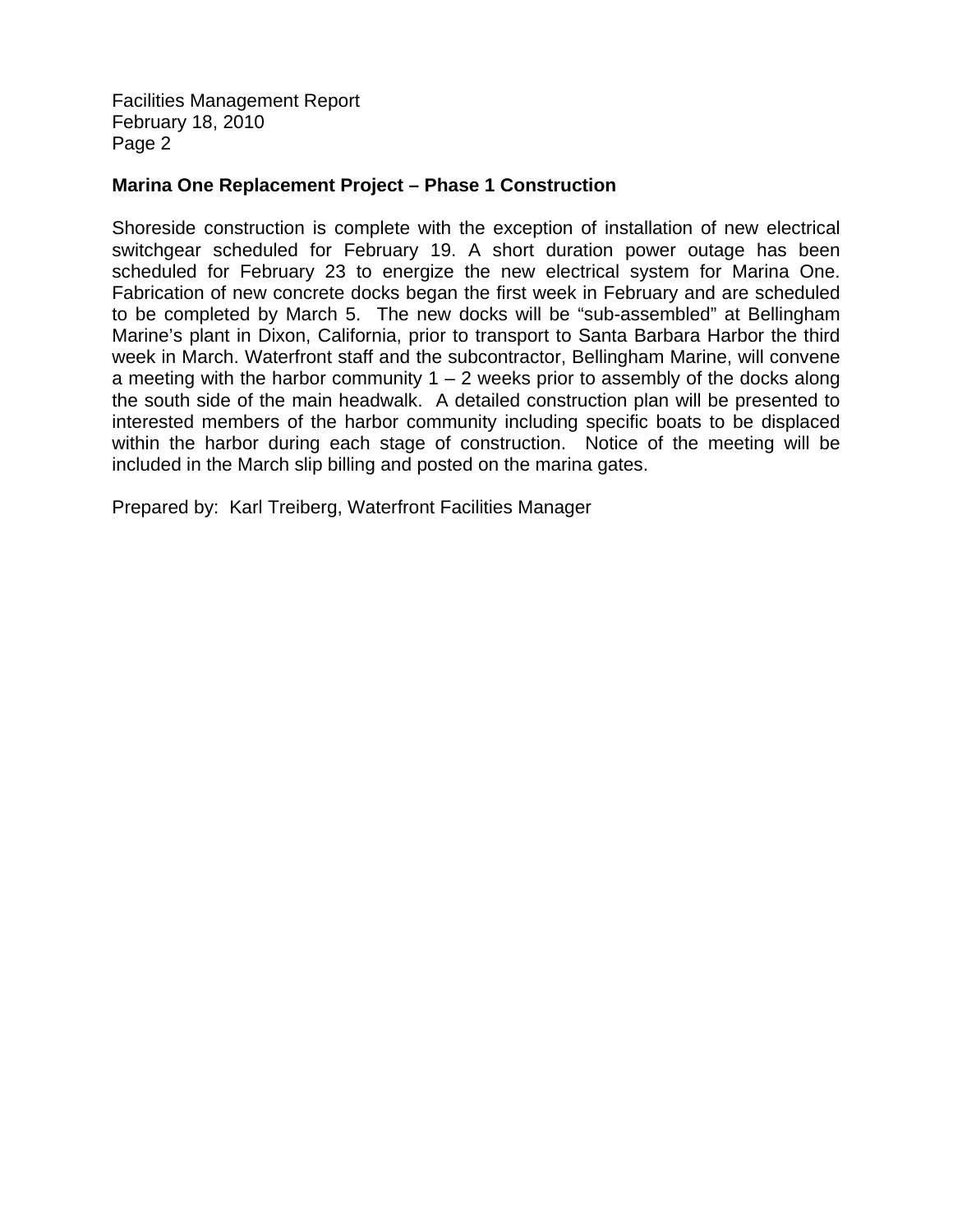## Marina One Replacement Project – Phase 1 Construction

Shoreside construction is complete with the exception of installation of new electrical switchgear scheduled for February 19. A short duration power outage has been scheduled for February 23 to energize the new electrical system for Marina One. Fabrication of new concrete docks began the first week in February and are scheduled to be completed by March 5. The new docks will be "sub-assembled" at Bellingham Marine's plant in Dixon, California, prior to transport to Santa Barbara Harbor the third week in March. Waterfront staff and the subcontractor, Bellingham Marine, will convene a meeting with the harbor community 1 – 2 weeks prior to assembly of the docks along the south side of the main headwalk. A detailed construction plan will be presented to interested members of the harbor community including specific boats to be displaced within the harbor during each stage of construction. Notice of the meeting will be included in the March slip billing and posted on the marina gates.

Prepared by: Karl Treiberg, Waterfront Facilities Manager